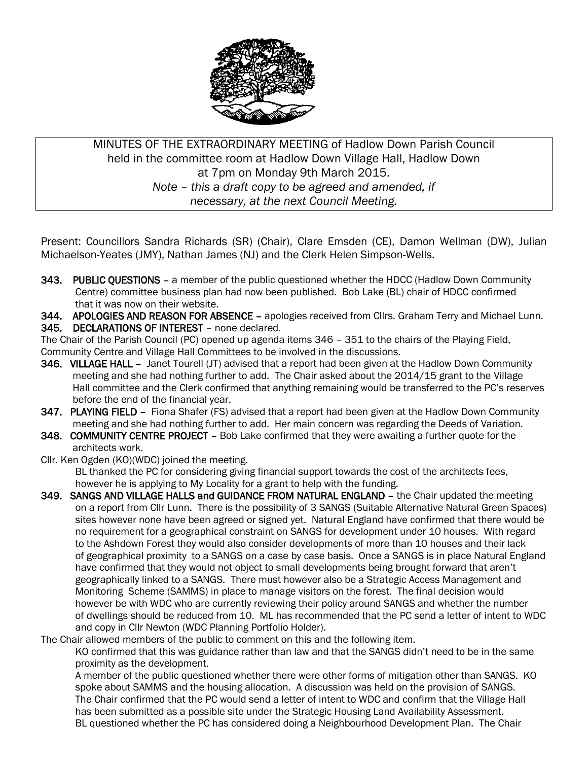MINUTES OF THE EXTRAORDINARY MEETING of Hadlow Down Parish Council held in the committee room at Hadlow Down Village Hall, Hadlow Down at 7pm on Monday 9th March 2015.

*Note – this a draft copy to be agreed and amended, if necessary, at the next Council Meeting.*

Present: Councillors Sandra Richards (SR) (Chair), Clare Emsden (CE), Damon Wellman (DW), Julian Michaelson-Yeates (JMY), Nathan James (NJ) and the Clerk Helen Simpson-Wells.

**343. PUBLIC QUESTIONS** – a member of the public questioned whether the HDCC (Hadlow Down Community Centre) committee business plan had now been published. Bob Lake (BL) chair of HDCC confirmed that it was now on their website.

**344. APOLOGIES AND REASON FOR ABSENCE** – apologies received from Cllrs. Graham Terry and Michael Lunn.

**345. DECLARATIONS OF INTEREST** – none declared.

The Chair of the Parish Council (PC) opened up agenda items 346 – 351 to the chairs of the Playing Field, Community Centre and Village Hall Committees to be involved in the discussions.

**346. VILLAGE HALL** – Janet Tourell (JT) advised that a report had been given at the Hadlow Down Community meeting and she had nothing further to add. The Chair asked about the 2014/15 grant to the Village Hall committee and the Clerk confirmed that anything remaining would be transferred to the PC's reserves before the end of the financial year.

**347. PLAYING FIELD** – Fiona Shafer (FS) advised that a report had been given at the Hadlow Down Community meeting and she had nothing further to add. Her main concern was regarding the Deeds of Variation.

**348. COMMUNITY CENTRE PROJECT** – Bob Lake confirmed that they were awaiting a further quote for the architects work.

Cllr. Ken Ogden (KO)(WDC) joined the meeting.

BL thanked the PC for considering giving financial support towards the cost of the architects fees, however he is applying to My Locality for a grant to help with the funding.

**349. SANGS AND VILLAGE HALLS and GUIDANCE FROM NATURAL ENGLAND** – the Chair updated the meeting on a report from Cllr Lunn. There is the possibility of 3 SANGS (Suitable Alternative Natural Green Spaces) sites however none have been agreed or signed yet. Natural England have confirmed that there would be no requirement for a geographical constraint on SANGS for development under 10 houses. With regard to the Ashdown Forest they would also consider developments of more than 10 houses and their lack of geographical proximity to a SANGS on a case by case basis. Once a SANGS is in place Natural England have confirmed that they would not object to small developments being brought forward that aren't geographically linked to a SANGS. There must however also be a Strategic Access Management and Monitoring Scheme (SAMMS) in place to manage visitors on the forest. The final decision would however be with WDC who are currently reviewing their policy around SANGS and whether the number of dwellings should be reduced from 10. ML has recommended that the PC send a letter of intent to WDC and copy in Cllr Newton (WDC Planning Portfolio Holder).

The Chair allowed members of the public to comment on this and the following item.

KO confirmed that this was guidance rather than law and that the SANGS didn't need to be in the same proximity as the development.

A member of the public questioned whether there were other forms of mitigation other than SANGS. KO spoke about SAMMS and the housing allocation. A discussion was held on the provision of SANGS.

The Chair confirmed that the PC would send a letter of intent to WDC and confirm that the Village Hall has been submitted as a possible site under the Strategic Housing Land Availability Assessment.

BL questioned whether the PC has considered doing a Neighbourhood Development Plan. The Chair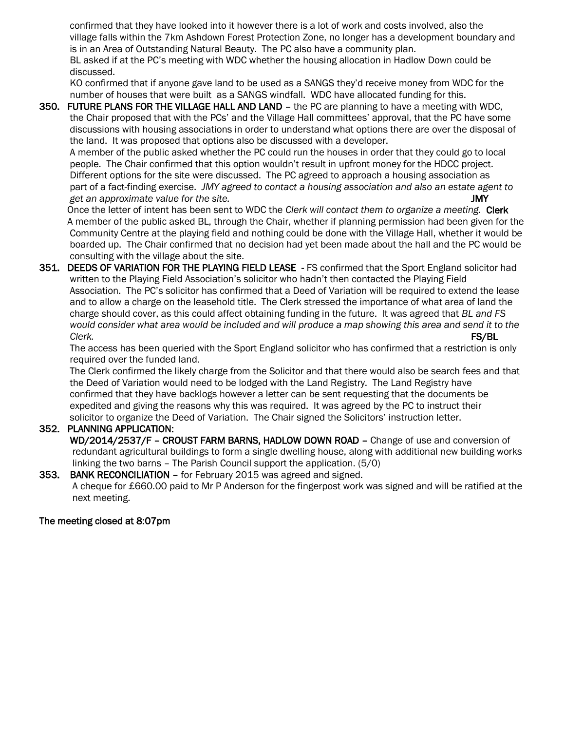confirmed that they have looked into it however there is a lot of work and costs involved, also the village falls within the 7km Ashdown Forest Protection Zone, no longer has a development boundary and is in an Area of Outstanding Natural Beauty. The PC also have a community plan.

BL asked if at the PC's meeting with WDC whether the housing allocation in Hadlow Down could be discussed.

KO confirmed that if anyone gave land to be used as a SANGS they'd receive money from WDC for the number of houses that were built as a SANGS windfall. WDC have allocated funding for this.

**350. FUTURE PLANS FOR THE VILLAGE HALL AND LAND** – the PC are planning to have a meeting with WDC, the Chair proposed that with the PCs' and the Village Hall committees' approval, that the PC have some discussions with housing associations in order to understand what options there are over the disposal of the land. It was proposed that options also be discussed with a developer.

A member of the public asked whether the PC could run the houses in order that they could go to local people. The Chair confirmed that this option wouldn't result in upfront money for the HDCC project. Different options for the site were discussed. The PC agreed to approach a housing association as part of a fact-finding exercise. *JMY agreed to contact a housing association and also an estate agent to get an approximate value for the site.* **JMY**

Once the letter of intent has been sent to WDC the *Clerk will contact them to organize a meeting.* **Clerk**

A member of the public asked BL, through the Chair, whether if planning permission had been given for the Community Centre at the playing field and nothing could be done with the Village Hall, whether it would be boarded up. The Chair confirmed that no decision had yet been made about the hall and the PC would be consulting with the village about the site.

**351. DEEDS OF VARIATION FOR THE PLAYING FIELD LEASE** - FS confirmed that the Sport England solicitor had written to the Playing Field Association's solicitor who hadn't then contacted the Playing Field Association. The PC's solicitor has confirmed that a Deed of Variation will be required to extend the lease and to allow a charge on the leasehold title. The Clerk stressed the importance of what area of land the charge should cover, as this could affect obtaining funding in the future. It was agreed that *BL and FS would consider what area would be included and will produce a map showing this area and send it to the Clerk.* **FS/BL**

The access has been queried with the Sport England solicitor who has confirmed that a restriction is only required over the funded land.

The Clerk confirmed the likely charge from the Solicitor and that there would also be search fees and that the Deed of Variation would need to be lodged with the Land Registry. The Land Registry have confirmed that they have backlogs however a letter can be sent requesting that the documents be expedited and giving the reasons why this was required. It was agreed by the PC to instruct their solicitor to organize the Deed of Variation. The Chair signed the Solicitors' instruction letter.

**352. PLANNING APPLICATION:**

**WD/2014/2537/F – CROUST FARM BARNS, HADLOW DOWN ROAD –** Change of use and conversion of redundant agricultural buildings to form a single dwelling house, along with additional new building works linking the two barns – The Parish Council support the application. (5/0)

**353. BANK RECONCILIATION –** for February 2015 was agreed and signed.

A cheque for £660.00 paid to Mr P Anderson for the fingerpost work was signed and will be ratified at the next meeting.

**The meeting closed at 8:07pm**